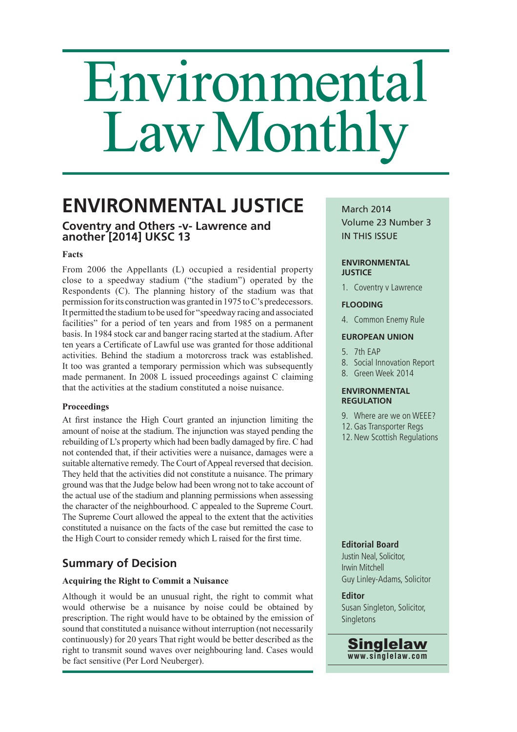# Environmental Law Monthly

## ENVIRONMENTAL JUSTICE

### Coventry and Others -v- Lawrence and another [2014] UKSC 13

**Facts**

From 2006 the Appellants (L) occupied a residential property close to a speedway stadium ("the stadium") operated by the Respondents (C). The planning history of the stadium was that permission for its construction was granted in 1975 to C's predecessors. It permitted the stadium to be used for "speedway racing and associated facilities" for a period of ten years and from 1985 on a permanent basis. In 1984 stock car and banger racing started at the stadium. After ten years a Certificate of Lawful use was granted for those additional activities. Behind the stadium a motorcross track was established. It too was granted a temporary permission which was subsequently made permanent. In 2008 L issued proceedings against C claiming that the activities at the stadium constituted a noise nuisance.

**Proceedings**

At first instance the High Court granted an injunction limiting the amount of noise at the stadium. The injunction was stayed pending the rebuilding of L's property which had been badly damaged by fire. C had not contended that, if their activities were a nuisance, damages were a suitable alternative remedy. The Court of Appeal reversed that decision. They held that the activities did not constitute a nuisance. The primary ground was that the Judge below had been wrong not to take account of the actual use of the stadium and planning permissions when assessing the character of the neighbourhood. C appealed to the Supreme Court. The Supreme Court allowed the appeal to the extent that the activities constituted a nuisance on the facts of the case but remitted the case to the High Court to consider remedy which L raised for the first time.

### Summary of Decision

**Acquiring the Right to Commit a Nuisance**

Although it would be an unusual right, the right to commit what would otherwise be a nuisance by noise could be obtained by prescription. The right would have to be obtained by the emission of sound that constituted a nuisance without interruption (not necessarily continuously) for 20 years That right would be better described as the right to transmit sound waves over neighbouring land. Cases would be fact sensitive (Per Lord Neuberger).

---

March 2014
Volume 23 Number 3
IN THIS ISSUE

**ENVIRONMENTAL JUSTICE**

1. Coventry v Lawrence

**FLOODING**

4. Common Enemy Rule

**EUROPEAN UNION**

5. 7th EAP
8. Social Innovation Report
8. Green Week 2014

**ENVIRONMENTAL REGULATION**

9. Where are we on WEEE?
12. Gas Transporter Regs
12. New Scottish Regulations

**Editorial Board**
Justin Neal, Solicitor,
Irwin Mitchell
Guy Linley-Adams, Solicitor

**Editor**
Susan Singleton, Solicitor,
Singletons

**Singlelaw**
www.singlelaw.com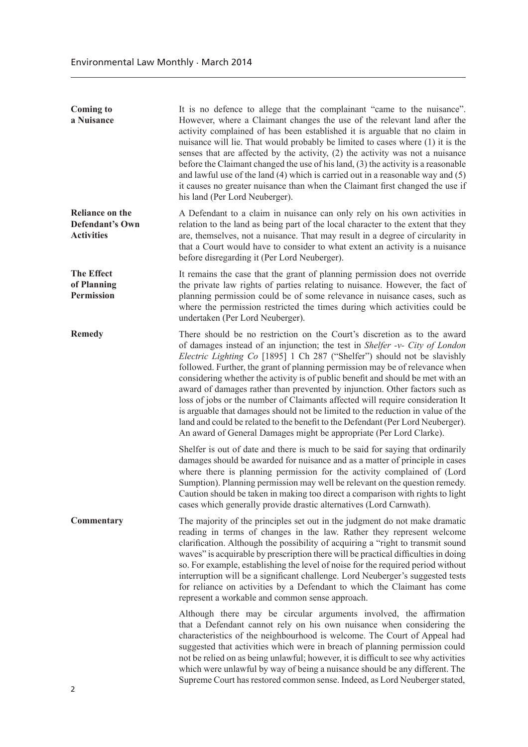**Coming to a Nuisance**

It is no defence to allege that the complainant "came to the nuisance". However, where a Claimant changes the use of the relevant land after the activity complained of has been established it is arguable that no claim in nuisance will lie. That would probably be limited to cases where (1) it is the senses that are affected by the activity, (2) the activity was not a nuisance before the Claimant changed the use of his land, (3) the activity is a reasonable and lawful use of the land (4) which is carried out in a reasonable way and (5) it causes no greater nuisance than when the Claimant first changed the use if his land (Per Lord Neuberger).

**Reliance on the Defendant's Own Activities**

A Defendant to a claim in nuisance can only rely on his own activities in relation to the land as being part of the local character to the extent that they are, themselves, not a nuisance. That may result in a degree of circularity in that a Court would have to consider to what extent an activity is a nuisance before disregarding it (Per Lord Neuberger).

**The Effect of Planning Permission**

It remains the case that the grant of planning permission does not override the private law rights of parties relating to nuisance. However, the fact of planning permission could be of some relevance in nuisance cases, such as where the permission restricted the times during which activities could be undertaken (Per Lord Neuberger).

**Remedy**

There should be no restriction on the Court's discretion as to the award of damages instead of an injunction; the test in *Shelfer -v- City of London Electric Lighting Co* [1895] 1 Ch 287 ("Shelfer") should not be slavishly followed. Further, the grant of planning permission may be of relevance when considering whether the activity is of public benefit and should be met with an award of damages rather than prevented by injunction. Other factors such as loss of jobs or the number of Claimants affected will require consideration It is arguable that damages should not be limited to the reduction in value of the land and could be related to the benefit to the Defendant (Per Lord Neuberger). An award of General Damages might be appropriate (Per Lord Clarke).

Shelfer is out of date and there is much to be said for saying that ordinarily damages should be awarded for nuisance and as a matter of principle in cases where there is planning permission for the activity complained of (Lord Sumption). Planning permission may well be relevant on the question remedy. Caution should be taken in making too direct a comparison with rights to light cases which generally provide drastic alternatives (Lord Carnwath).

**Commentary**

The majority of the principles set out in the judgment do not make dramatic reading in terms of changes in the law. Rather they represent welcome clarification. Although the possibility of acquiring a "right to transmit sound waves" is acquirable by prescription there will be practical difficulties in doing so. For example, establishing the level of noise for the required period without interruption will be a significant challenge. Lord Neuberger's suggested tests for reliance on activities by a Defendant to which the Claimant has come represent a workable and common sense approach.

Although there may be circular arguments involved, the affirmation that a Defendant cannot rely on his own nuisance when considering the characteristics of the neighbourhood is welcome. The Court of Appeal had suggested that activities which were in breach of planning permission could not be relied on as being unlawful; however, it is difficult to see why activities which were unlawful by way of being a nuisance should be any different. The Supreme Court has restored common sense. Indeed, as Lord Neuberger stated,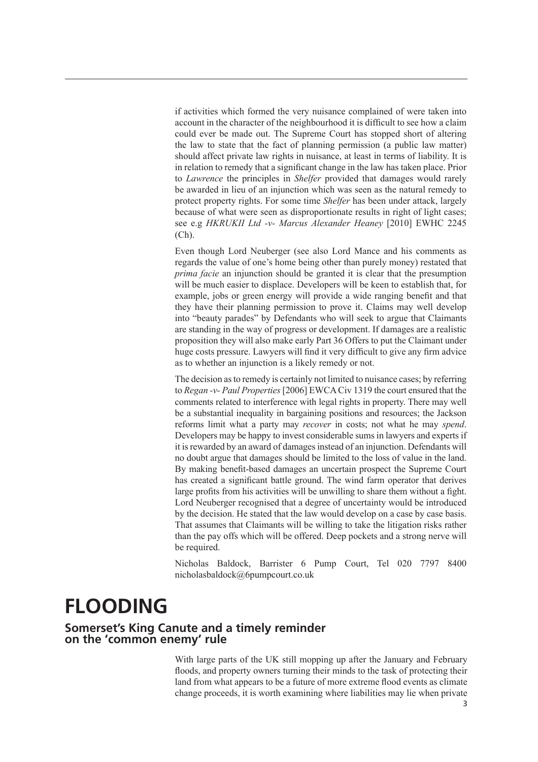if activities which formed the very nuisance complained of were taken into account in the character of the neighbourhood it is difficult to see how a claim could ever be made out. The Supreme Court has stopped short of altering the law to state that the fact of planning permission (a public law matter) should affect private law rights in nuisance, at least in terms of liability. It is in relation to remedy that a significant change in the law has taken place. Prior to *Lawrence* the principles in *Shelfer* provided that damages would rarely be awarded in lieu of an injunction which was seen as the natural remedy to protect property rights. For some time *Shelfer* has been under attack, largely because of what were seen as disproportionate results in right of light cases; see e.g *HKRUKII Ltd -v- Marcus Alexander Heaney* [2010] EWHC 2245 (Ch).

Even though Lord Neuberger (see also Lord Mance and his comments as regards the value of one's home being other than purely money) restated that *prima facie* an injunction should be granted it is clear that the presumption will be much easier to displace. Developers will be keen to establish that, for example, jobs or green energy will provide a wide ranging benefit and that they have their planning permission to prove it. Claims may well develop into "beauty parades" by Defendants who will seek to argue that Claimants are standing in the way of progress or development. If damages are a realistic proposition they will also make early Part 36 Offers to put the Claimant under huge costs pressure. Lawyers will find it very difficult to give any firm advice as to whether an injunction is a likely remedy or not.

The decision as to remedy is certainly not limited to nuisance cases; by referring to *Regan -v- Paul Properties* [2006] EWCA Civ 1319 the court ensured that the comments related to interference with legal rights in property. There may well be a substantial inequality in bargaining positions and resources; the Jackson reforms limit what a party may *recover* in costs; not what he may *spend*. Developers may be happy to invest considerable sums in lawyers and experts if it is rewarded by an award of damages instead of an injunction. Defendants will no doubt argue that damages should be limited to the loss of value in the land. By making benefit-based damages an uncertain prospect the Supreme Court has created a significant battle ground. The wind farm operator that derives large profits from his activities will be unwilling to share them without a fight. Lord Neuberger recognised that a degree of uncertainty would be introduced by the decision. He stated that the law would develop on a case by case basis. That assumes that Claimants will be willing to take the litigation risks rather than the pay offs which will be offered. Deep pockets and a strong nerve will be required.

Nicholas Baldock, Barrister 6 Pump Court, Tel 020 7797 8400 nicholasbaldock@6pumpcourt.co.uk

# FLOODING

## Somerset's King Canute and a timely reminder on the 'common enemy' rule

With large parts of the UK still mopping up after the January and February floods, and property owners turning their minds to the task of protecting their land from what appears to be a future of more extreme flood events as climate change proceeds, it is worth examining where liabilities may lie when private